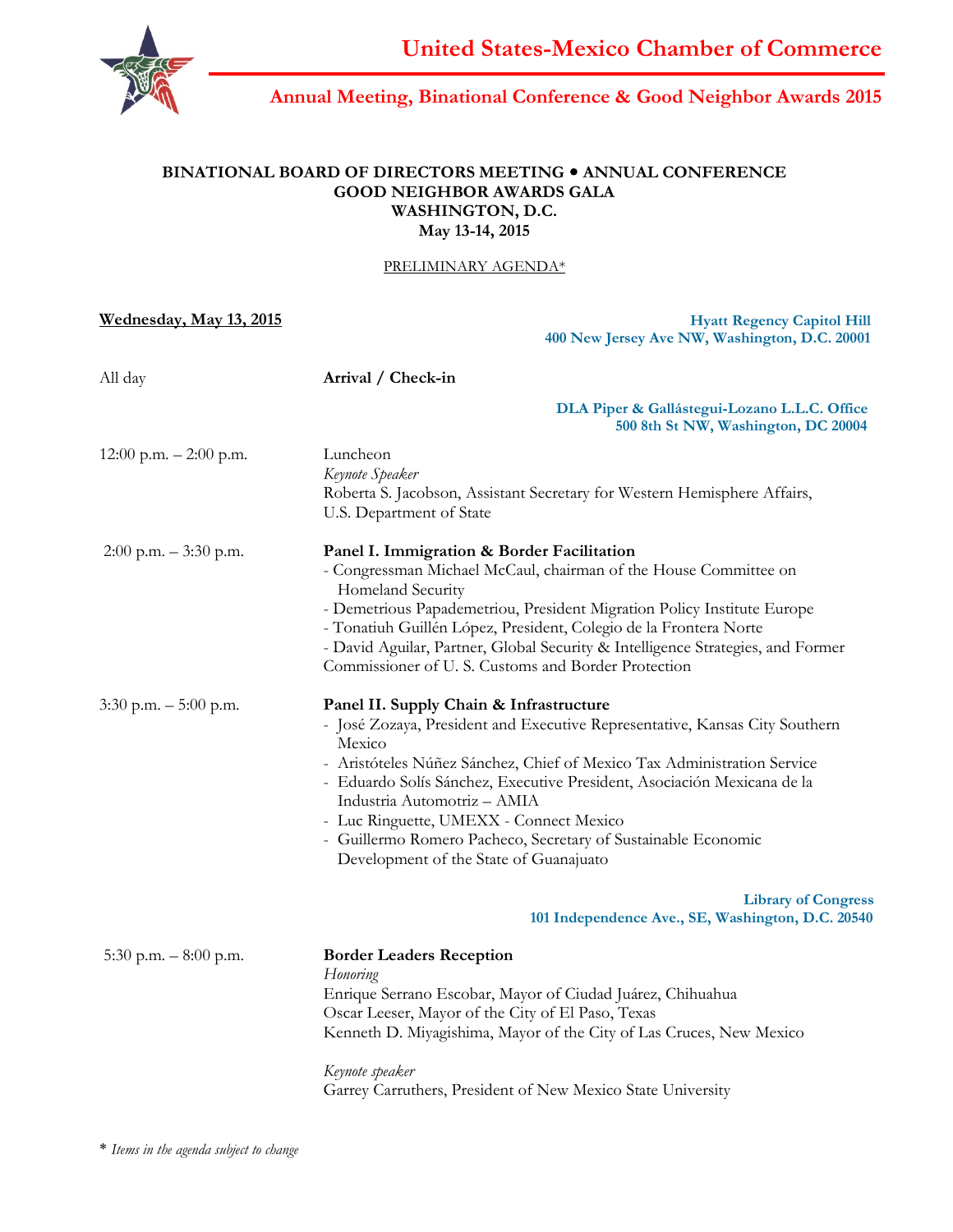# United States-Mexico Chamber of Commerce

## Annual Meeting, Binational Conference & Good Neighbor Awards 2015

**BINATIONAL BOARD OF DIRECTORS MEETING • ANNUAL CONFERENCE**
**GOOD NEIGHBOR AWARDS GALA**
**WASHINGTON, D.C.**
**May 13-14, 2015**

PRELIMINARY AGENDA*

**Wednesday, May 13, 2015**

**Hyatt Regency Capitol Hill**
**400 New Jersey Ave NW, Washington, D.C. 20001**

All day — **Arrival / Check-in**

**DLA Piper & Gallástegui-Lozano L.L.C. Office**
**500 8th St NW, Washington, DC 20004**

12:00 p.m. – 2:00 p.m. — Luncheon
*Keynote Speaker*
Roberta S. Jacobson, Assistant Secretary for Western Hemisphere Affairs, U.S. Department of State

2:00 p.m. – 3:30 p.m. — **Panel I. Immigration & Border Facilitation**

- Congressman Michael McCaul, chairman of the House Committee on Homeland Security
- Demetrious Papademetriou, President Migration Policy Institute Europe
- Tonatiuh Guillén López, President, Colegio de la Frontera Norte
- David Aguilar, Partner, Global Security & Intelligence Strategies, and Former Commissioner of U. S. Customs and Border Protection

3:30 p.m. – 5:00 p.m. — **Panel II. Supply Chain & Infrastructure**

- José Zozaya, President and Executive Representative, Kansas City Southern Mexico
- Aristóteles Núñez Sánchez, Chief of Mexico Tax Administration Service
- Eduardo Solís Sánchez, Executive President, Asociación Mexicana de la Industria Automotriz – AMIA
- Luc Ringuette, UMEXX - Connect Mexico
- Guillermo Romero Pacheco, Secretary of Sustainable Economic Development of the State of Guanajuato

**Library of Congress**
**101 Independence Ave., SE, Washington, D.C. 20540**

5:30 p.m. – 8:00 p.m. — **Border Leaders Reception**
*Honoring*
Enrique Serrano Escobar, Mayor of Ciudad Juárez, Chihuahua
Oscar Leeser, Mayor of the City of El Paso, Texas
Kenneth D. Miyagishima, Mayor of the City of Las Cruces, New Mexico

*Keynote speaker*
Garrey Carruthers, President of New Mexico State University

* *Items in the agenda subject to change*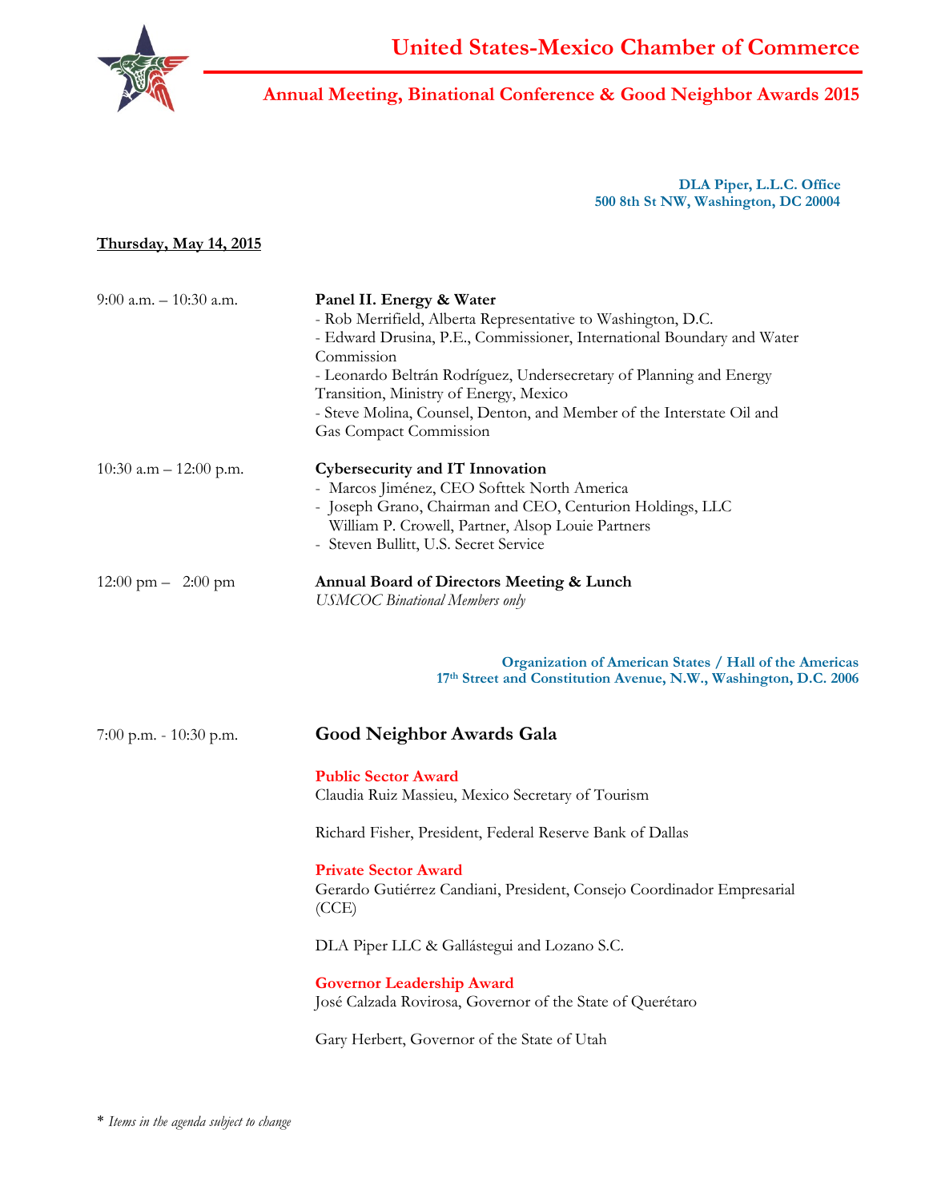# United States-Mexico Chamber of Commerce

## Annual Meeting, Binational Conference & Good Neighbor Awards 2015

**DLA Piper, L.L.C. Office**
**500 8th St NW, Washington, DC 20004**

**Thursday, May 14, 2015**

9:00 a.m. – 10:30 a.m.

**Panel II. Energy & Water**
- Rob Merrifield, Alberta Representative to Washington, D.C.
- Edward Drusina, P.E., Commissioner, International Boundary and Water Commission
- Leonardo Beltrán Rodríguez, Undersecretary of Planning and Energy Transition, Ministry of Energy, Mexico
- Steve Molina, Counsel, Denton, and Member of the Interstate Oil and Gas Compact Commission

10:30 a.m – 12:00 p.m.

**Cybersecurity and IT Innovation**
- Marcos Jiménez, CEO Softtek North America
- Joseph Grano, Chairman and CEO, Centurion Holdings, LLC
  William P. Crowell, Partner, Alsop Louie Partners
- Steven Bullitt, U.S. Secret Service

12:00 pm – 2:00 pm

**Annual Board of Directors Meeting & Lunch**
*USMCOC Binational Members only*

**Organization of American States / Hall of the Americas**
**17th Street and Constitution Avenue, N.W., Washington, D.C. 2006**

7:00 p.m. - 10:30 p.m.

**Good Neighbor Awards Gala**

**Public Sector Award**
Claudia Ruiz Massieu, Mexico Secretary of Tourism

Richard Fisher, President, Federal Reserve Bank of Dallas

**Private Sector Award**
Gerardo Gutiérrez Candiani, President, Consejo Coordinador Empresarial (CCE)

DLA Piper LLC & Gallástegui and Lozano S.C.

**Governor Leadership Award**
José Calzada Rovirosa, Governor of the State of Querétaro

Gary Herbert, Governor of the State of Utah

* *Items in the agenda subject to change*